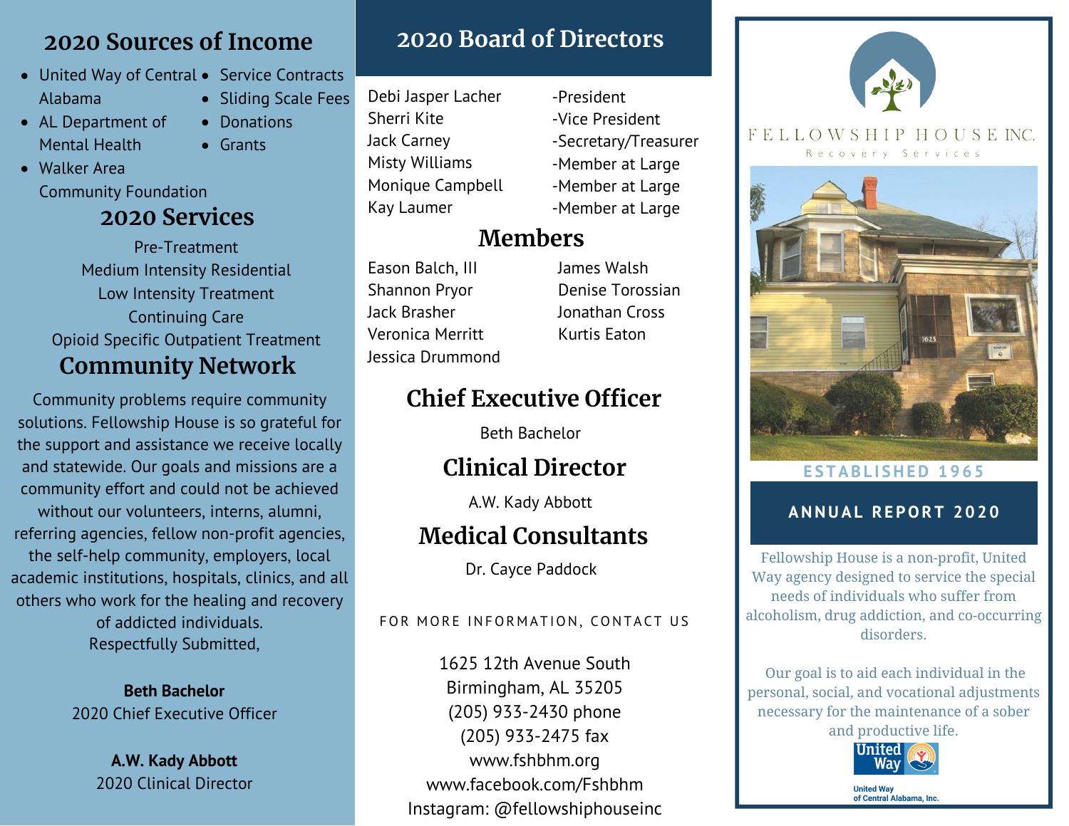## 2020 Sources of Income

- United Way of Central Alabama
- AL Department of Mental Health
- Walker Area Community Foundation
- Service Contracts
- Sliding Scale Fees
- Donations
- Grants

## 2020 Services

Pre-Treatment
Medium Intensity Residential
Low Intensity Treatment
Continuing Care
Opioid Specific Outpatient Treatment

## Community Network

Community problems require community solutions. Fellowship House is so grateful for the support and assistance we receive locally and statewide. Our goals and missions are a community effort and could not be achieved without our volunteers, interns, alumni, referring agencies, fellow non-profit agencies, the self-help community, employers, local academic institutions, hospitals, clinics, and all others who work for the healing and recovery of addicted individuals.
Respectfully Submitted,

**Beth Bachelor**
2020 Chief Executive Officer

**A.W. Kady Abbott**
2020 Clinical Director

## 2020 Board of Directors

Debi Jasper Lacher -President
Sherri Kite -Vice President
Jack Carney -Secretary/Treasurer
Misty Williams -Member at Large
Monique Campbell -Member at Large
Kay Laumer -Member at Large

## Members

Eason Balch, III
Shannon Pryor
Jack Brasher
Veronica Merritt
Jessica Drummond
James Walsh
Denise Torossian
Jonathan Cross
Kurtis Eaton

## Chief Executive Officer

Beth Bachelor

## Clinical Director

A.W. Kady Abbott

## Medical Consultants

Dr. Cayce Paddock

FOR MORE INFORMATION, CONTACT US

1625 12th Avenue South
Birmingham, AL 35205
(205) 933-2430 phone
(205) 933-2475 fax
www.fshbhm.org
www.facebook.com/Fshbhm
Instagram: @fellowshiphouseinc

FELLOWSHIP HOUSE INC.
Recovery Services

ESTABLISHED 1965

## ANNUAL REPORT 2020

Fellowship House is a non-profit, United Way agency designed to service the special needs of individuals who suffer from alcoholism, drug addiction, and co-occurring disorders.

Our goal is to aid each individual in the personal, social, and vocational adjustments necessary for the maintenance of a sober and productive life.

United Way
United Way of Central Alabama, Inc.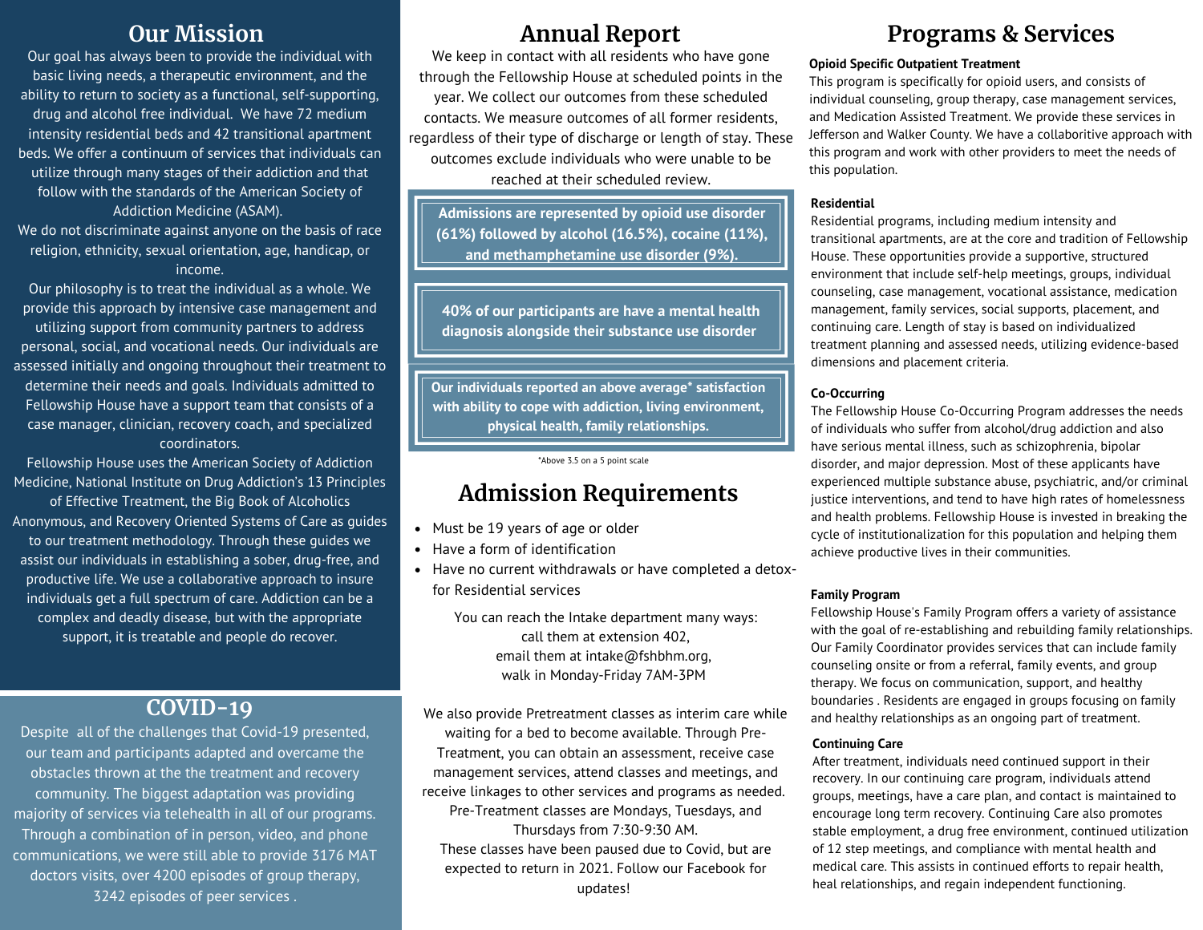## Our Mission

Our goal has always been to provide the individual with basic living needs, a therapeutic environment, and the ability to return to society as a functional, self-supporting, drug and alcohol free individual. We have 72 medium intensity residential beds and 42 transitional apartment beds. We offer a continuum of services that individuals can utilize through many stages of their addiction and that follow with the standards of the American Society of Addiction Medicine (ASAM).

We do not discriminate against anyone on the basis of race religion, ethnicity, sexual orientation, age, handicap, or income.

Our philosophy is to treat the individual as a whole. We provide this approach by intensive case management and utilizing support from community partners to address personal, social, and vocational needs. Our individuals are assessed initially and ongoing throughout their treatment to determine their needs and goals. Individuals admitted to Fellowship House have a support team that consists of a case manager, clinician, recovery coach, and specialized coordinators.

Fellowship House uses the American Society of Addiction Medicine, National Institute on Drug Addiction's 13 Principles of Effective Treatment, the Big Book of Alcoholics Anonymous, and Recovery Oriented Systems of Care as guides to our treatment methodology. Through these guides we assist our individuals in establishing a sober, drug-free, and productive life. We use a collaborative approach to insure individuals get a full spectrum of care. Addiction can be a complex and deadly disease, but with the appropriate support, it is treatable and people do recover.

## COVID-19

Despite all of the challenges that Covid-19 presented, our team and participants adapted and overcame the obstacles thrown at the the treatment and recovery community. The biggest adaptation was providing majority of services via telehealth in all of our programs. Through a combination of in person, video, and phone communications, we were still able to provide 3176 MAT doctors visits, over 4200 episodes of group therapy, 3242 episodes of peer services .

## Annual Report

We keep in contact with all residents who have gone through the Fellowship House at scheduled points in the year. We collect our outcomes from these scheduled contacts. We measure outcomes of all former residents, regardless of their type of discharge or length of stay. These outcomes exclude individuals who were unable to be reached at their scheduled review.

**Admissions are represented by opioid use disorder (61%) followed by alcohol (16.5%), cocaine (11%), and methamphetamine use disorder (9%).**

**40% of our participants are have a mental health diagnosis alongside their substance use disorder**

**Our individuals reported an above average* satisfaction with ability to cope with addiction, living environment, physical health, family relationships.**

*Above 3.5 on a 5 point scale

## Admission Requirements

- Must be 19 years of age or older
- Have a form of identification
- Have no current withdrawals or have completed a detox- for Residential services

You can reach the Intake department many ways:
call them at extension 402,
email them at intake@fshbhm.org,
walk in Monday-Friday 7AM-3PM

We also provide Pretreatment classes as interim care while waiting for a bed to become available. Through Pre-Treatment, you can obtain an assessment, receive case management services, attend classes and meetings, and receive linkages to other services and programs as needed. Pre-Treatment classes are Mondays, Tuesdays, and Thursdays from 7:30-9:30 AM.
These classes have been paused due to Covid, but are expected to return in 2021. Follow our Facebook for updates!

## Programs & Services

**Opioid Specific Outpatient Treatment**

This program is specifically for opioid users, and consists of individual counseling, group therapy, case management services, and Medication Assisted Treatment. We provide these services in Jefferson and Walker County. We have a collaboritive approach with this program and work with other providers to meet the needs of this population.

**Residential**

Residential programs, including medium intensity and transitional apartments, are at the core and tradition of Fellowship House. These opportunities provide a supportive, structured environment that include self-help meetings, groups, individual counseling, case management, vocational assistance, medication management, family services, social supports, placement, and continuing care. Length of stay is based on individualized treatment planning and assessed needs, utilizing evidence-based dimensions and placement criteria.

**Co-Occurring**

The Fellowship House Co-Occurring Program addresses the needs of individuals who suffer from alcohol/drug addiction and also have serious mental illness, such as schizophrenia, bipolar disorder, and major depression. Most of these applicants have experienced multiple substance abuse, psychiatric, and/or criminal justice interventions, and tend to have high rates of homelessness and health problems. Fellowship House is invested in breaking the cycle of institutionalization for this population and helping them achieve productive lives in their communities.

**Family Program**

Fellowship House's Family Program offers a variety of assistance with the goal of re-establishing and rebuilding family relationships. Our Family Coordinator provides services that can include family counseling onsite or from a referral, family events, and group therapy. We focus on communication, support, and healthy boundaries . Residents are engaged in groups focusing on family and healthy relationships as an ongoing part of treatment.

**Continuing Care**

After treatment, individuals need continued support in their recovery. In our continuing care program, individuals attend groups, meetings, have a care plan, and contact is maintained to encourage long term recovery. Continuing Care also promotes stable employment, a drug free environment, continued utilization of 12 step meetings, and compliance with mental health and medical care. This assists in continued efforts to repair health, heal relationships, and regain independent functioning.